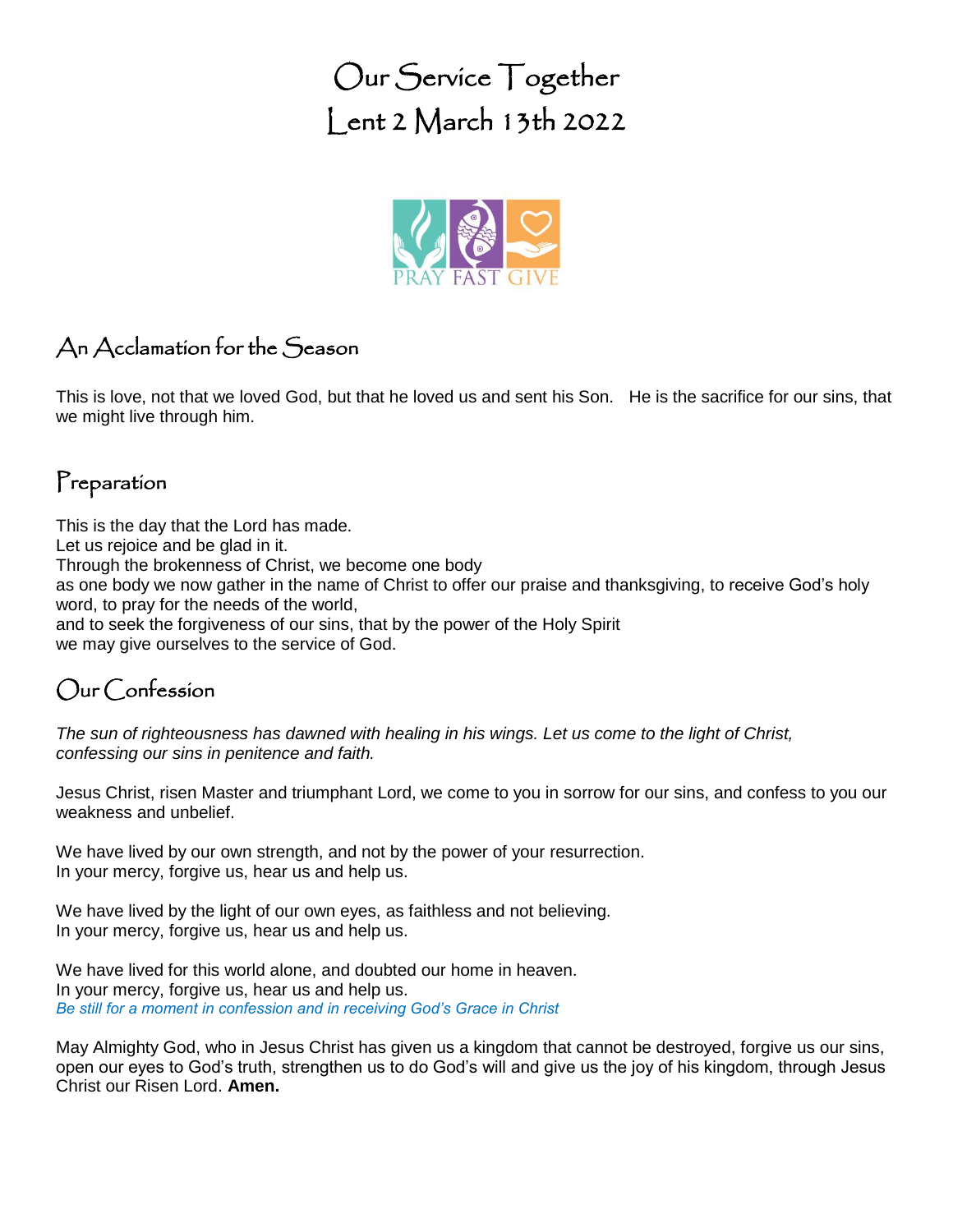# Our Service Together
# Lent 2 March 13th 2022

PRAY FAST GIVE

## An Acclamation for the Season

This is love, not that we loved God, but that he loved us and sent his Son. He is the sacrifice for our sins, that we might live through him.

## Preparation

This is the day that the Lord has made.
Let us rejoice and be glad in it.
Through the brokenness of Christ, we become one body
as one body we now gather in the name of Christ to offer our praise and thanksgiving, to receive God's holy word, to pray for the needs of the world,
and to seek the forgiveness of our sins, that by the power of the Holy Spirit
we may give ourselves to the service of God.

## Our Confession

*The sun of righteousness has dawned with healing in his wings. Let us come to the light of Christ, confessing our sins in penitence and faith.*

Jesus Christ, risen Master and triumphant Lord, we come to you in sorrow for our sins, and confess to you our weakness and unbelief.

We have lived by our own strength, and not by the power of your resurrection.
In your mercy, forgive us, hear us and help us.

We have lived by the light of our own eyes, as faithless and not believing.
In your mercy, forgive us, hear us and help us.

We have lived for this world alone, and doubted our home in heaven.
In your mercy, forgive us, hear us and help us.
*Be still for a moment in confession and in receiving God's Grace in Christ*

May Almighty God, who in Jesus Christ has given us a kingdom that cannot be destroyed, forgive us our sins, open our eyes to God's truth, strengthen us to do God's will and give us the joy of his kingdom, through Jesus Christ our Risen Lord. **Amen.**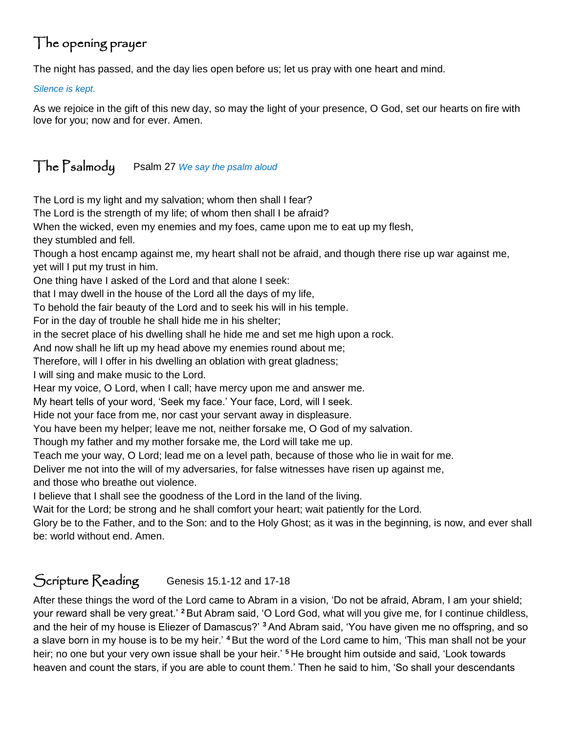## The opening prayer

The night has passed, and the day lies open before us; let us pray with one heart and mind.

*Silence is kept.*

As we rejoice in the gift of this new day, so may the light of your presence, O God, set our hearts on fire with love for you; now and for ever. Amen.

## The Psalmody Psalm 27 *We say the psalm aloud*

The Lord is my light and my salvation; whom then shall I fear?
The Lord is the strength of my life; of whom then shall I be afraid?
When the wicked, even my enemies and my foes, came upon me to eat up my flesh,
they stumbled and fell.
Though a host encamp against me, my heart shall not be afraid, and though there rise up war against me,
yet will I put my trust in him.
One thing have I asked of the Lord and that alone I seek:
that I may dwell in the house of the Lord all the days of my life,
To behold the fair beauty of the Lord and to seek his will in his temple.
For in the day of trouble he shall hide me in his shelter;
in the secret place of his dwelling shall he hide me and set me high upon a rock.
And now shall he lift up my head above my enemies round about me;
Therefore, will I offer in his dwelling an oblation with great gladness;
I will sing and make music to the Lord.
Hear my voice, O Lord, when I call; have mercy upon me and answer me.
My heart tells of your word, 'Seek my face.' Your face, Lord, will I seek.
Hide not your face from me, nor cast your servant away in displeasure.
You have been my helper; leave me not, neither forsake me, O God of my salvation.
Though my father and my mother forsake me, the Lord will take me up.
Teach me your way, O Lord; lead me on a level path, because of those who lie in wait for me.
Deliver me not into the will of my adversaries, for false witnesses have risen up against me,
and those who breathe out violence.
I believe that I shall see the goodness of the Lord in the land of the living.
Wait for the Lord; be strong and he shall comfort your heart; wait patiently for the Lord.
Glory be to the Father, and to the Son: and to the Holy Ghost; as it was in the beginning, is now, and ever shall be: world without end. Amen.

## Scripture Reading Genesis 15.1-12 and 17-18

After these things the word of the Lord came to Abram in a vision, 'Do not be afraid, Abram, I am your shield; your reward shall be very great.' [2] But Abram said, 'O Lord God, what will you give me, for I continue childless, and the heir of my house is Eliezer of Damascus?' [3] And Abram said, 'You have given me no offspring, and so a slave born in my house is to be my heir.' [4] But the word of the Lord came to him, 'This man shall not be your heir; no one but your very own issue shall be your heir.' [5] He brought him outside and said, 'Look towards heaven and count the stars, if you are able to count them.' Then he said to him, 'So shall your descendants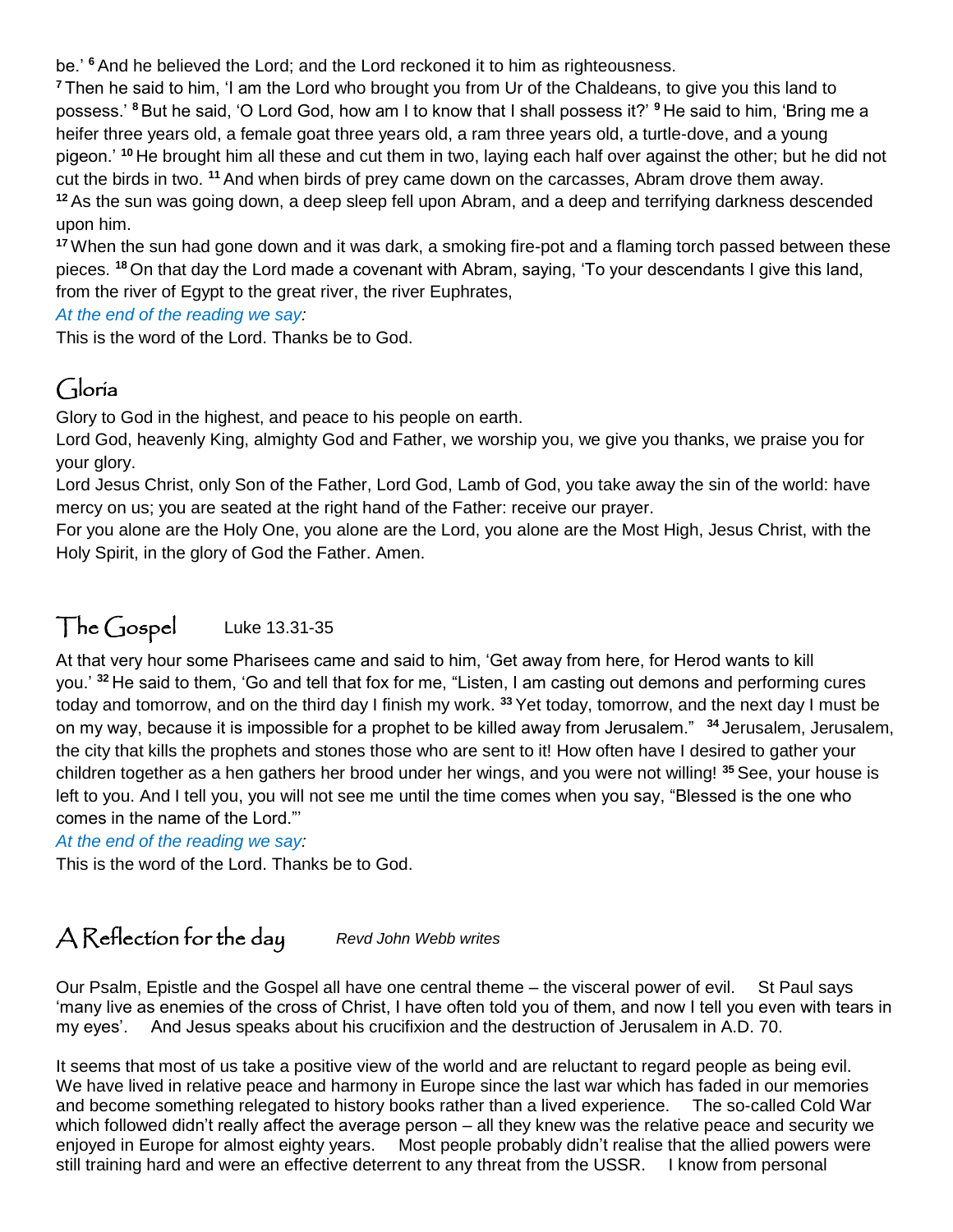be.' [6] And he believed the Lord; and the Lord reckoned it to him as righteousness.

[7] Then he said to him, 'I am the Lord who brought you from Ur of the Chaldeans, to give you this land to possess.' [8] But he said, 'O Lord God, how am I to know that I shall possess it?' [9] He said to him, 'Bring me a heifer three years old, a female goat three years old, a ram three years old, a turtle-dove, and a young pigeon.' [10] He brought him all these and cut them in two, laying each half over against the other; but he did not cut the birds in two. [11] And when birds of prey came down on the carcasses, Abram drove them away.

[12] As the sun was going down, a deep sleep fell upon Abram, and a deep and terrifying darkness descended upon him.

[17] When the sun had gone down and it was dark, a smoking fire-pot and a flaming torch passed between these pieces. [18] On that day the Lord made a covenant with Abram, saying, 'To your descendants I give this land, from the river of Egypt to the great river, the river Euphrates,

*At the end of the reading we say:*

This is the word of the Lord. Thanks be to God.

## Gloria

Glory to God in the highest, and peace to his people on earth.

Lord God, heavenly King, almighty God and Father, we worship you, we give you thanks, we praise you for your glory.

Lord Jesus Christ, only Son of the Father, Lord God, Lamb of God, you take away the sin of the world: have mercy on us; you are seated at the right hand of the Father: receive our prayer.

For you alone are the Holy One, you alone are the Lord, you alone are the Most High, Jesus Christ, with the Holy Spirit, in the glory of God the Father. Amen.

## The Gospel Luke 13.31-35

At that very hour some Pharisees came and said to him, 'Get away from here, for Herod wants to kill you.' [32] He said to them, 'Go and tell that fox for me, "Listen, I am casting out demons and performing cures today and tomorrow, and on the third day I finish my work. [33] Yet today, tomorrow, and the next day I must be on my way, because it is impossible for a prophet to be killed away from Jerusalem." [34] Jerusalem, Jerusalem, the city that kills the prophets and stones those who are sent to it! How often have I desired to gather your children together as a hen gathers her brood under her wings, and you were not willing! [35] See, your house is left to you. And I tell you, you will not see me until the time comes when you say, "Blessed is the one who comes in the name of the Lord."'

*At the end of the reading we say:*

This is the word of the Lord. Thanks be to God.

## A Reflection for the day *Revd John Webb writes*

Our Psalm, Epistle and the Gospel all have one central theme – the visceral power of evil. St Paul says 'many live as enemies of the cross of Christ, I have often told you of them, and now I tell you even with tears in my eyes'. And Jesus speaks about his crucifixion and the destruction of Jerusalem in A.D. 70.

It seems that most of us take a positive view of the world and are reluctant to regard people as being evil. We have lived in relative peace and harmony in Europe since the last war which has faded in our memories and become something relegated to history books rather than a lived experience. The so-called Cold War which followed didn't really affect the average person – all they knew was the relative peace and security we enjoyed in Europe for almost eighty years. Most people probably didn't realise that the allied powers were still training hard and were an effective deterrent to any threat from the USSR. I know from personal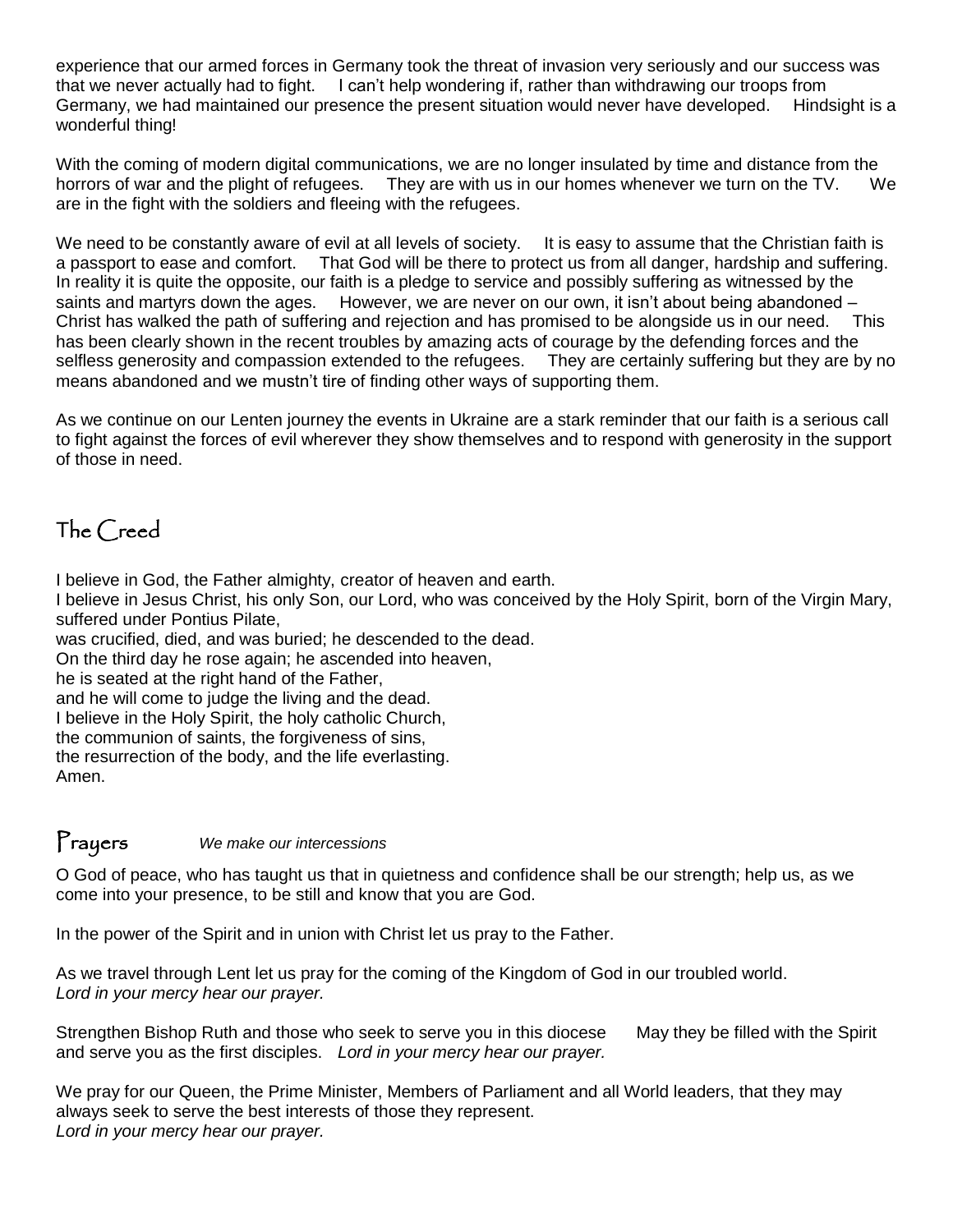experience that our armed forces in Germany took the threat of invasion very seriously and our success was that we never actually had to fight. I can't help wondering if, rather than withdrawing our troops from Germany, we had maintained our presence the present situation would never have developed. Hindsight is a wonderful thing!

With the coming of modern digital communications, we are no longer insulated by time and distance from the horrors of war and the plight of refugees. They are with us in our homes whenever we turn on the TV. We are in the fight with the soldiers and fleeing with the refugees.

We need to be constantly aware of evil at all levels of society. It is easy to assume that the Christian faith is a passport to ease and comfort. That God will be there to protect us from all danger, hardship and suffering. In reality it is quite the opposite, our faith is a pledge to service and possibly suffering as witnessed by the saints and martyrs down the ages. However, we are never on our own, it isn't about being abandoned – Christ has walked the path of suffering and rejection and has promised to be alongside us in our need. This has been clearly shown in the recent troubles by amazing acts of courage by the defending forces and the selfless generosity and compassion extended to the refugees. They are certainly suffering but they are by no means abandoned and we mustn't tire of finding other ways of supporting them.

As we continue on our Lenten journey the events in Ukraine are a stark reminder that our faith is a serious call to fight against the forces of evil wherever they show themselves and to respond with generosity in the support of those in need.

## The Creed

I believe in God, the Father almighty, creator of heaven and earth.
I believe in Jesus Christ, his only Son, our Lord, who was conceived by the Holy Spirit, born of the Virgin Mary, suffered under Pontius Pilate,
was crucified, died, and was buried; he descended to the dead.
On the third day he rose again; he ascended into heaven,
he is seated at the right hand of the Father,
and he will come to judge the living and the dead.
I believe in the Holy Spirit, the holy catholic Church,
the communion of saints, the forgiveness of sins,
the resurrection of the body, and the life everlasting.
Amen.

## Prayers *We make our intercessions*

O God of peace, who has taught us that in quietness and confidence shall be our strength; help us, as we come into your presence, to be still and know that you are God.

In the power of the Spirit and in union with Christ let us pray to the Father.

As we travel through Lent let us pray for the coming of the Kingdom of God in our troubled world.
*Lord in your mercy hear our prayer.*

Strengthen Bishop Ruth and those who seek to serve you in this diocese May they be filled with the Spirit and serve you as the first disciples. *Lord in your mercy hear our prayer.*

We pray for our Queen, the Prime Minister, Members of Parliament and all World leaders, that they may always seek to serve the best interests of those they represent.
*Lord in your mercy hear our prayer.*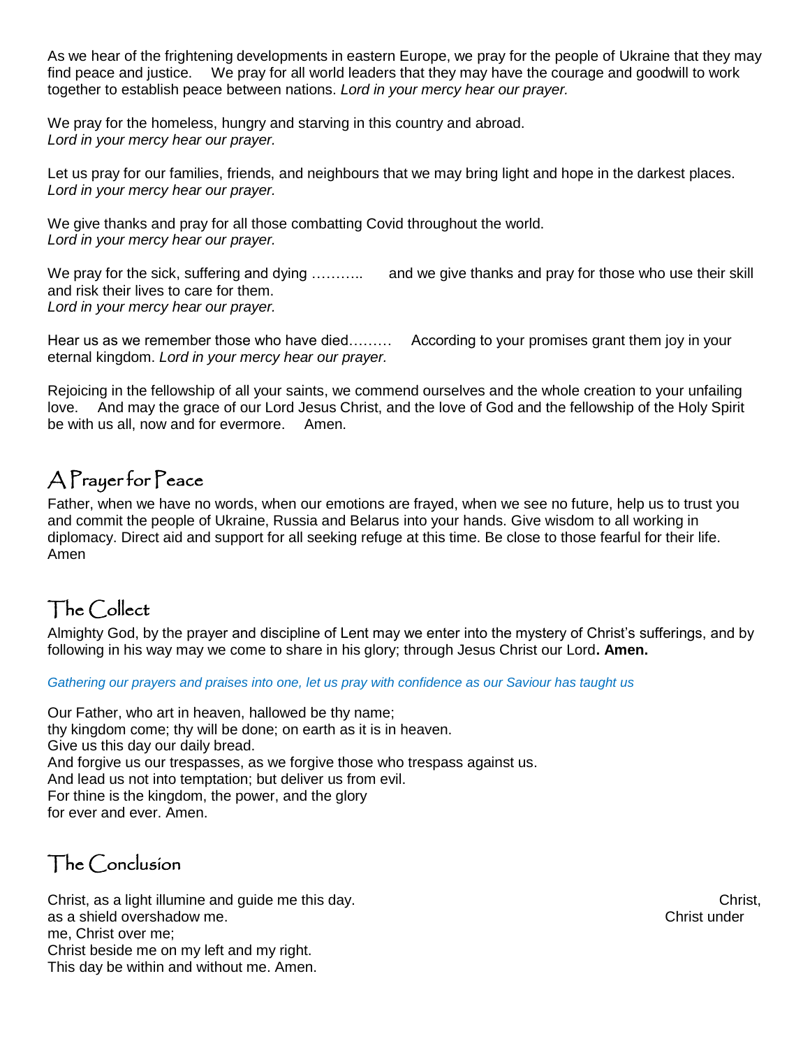As we hear of the frightening developments in eastern Europe, we pray for the people of Ukraine that they may find peace and justice.   We pray for all world leaders that they may have the courage and goodwill to work together to establish peace between nations. *Lord in your mercy hear our prayer.*

We pray for the homeless, hungry and starving in this country and abroad.
*Lord in your mercy hear our prayer.*

Let us pray for our families, friends, and neighbours that we may bring light and hope in the darkest places.
*Lord in your mercy hear our prayer.*

We give thanks and pray for all those combatting Covid throughout the world.
*Lord in your mercy hear our prayer.*

We pray for the sick, suffering and dying ………..   and we give thanks and pray for those who use their skill and risk their lives to care for them.
*Lord in your mercy hear our prayer.*

Hear us as we remember those who have died………   According to your promises grant them joy in your eternal kingdom. *Lord in your mercy hear our prayer.*

Rejoicing in the fellowship of all your saints, we commend ourselves and the whole creation to your unfailing love.   And may the grace of our Lord Jesus Christ, and the love of God and the fellowship of the Holy Spirit be with us all, now and for evermore.   Amen.

## A Prayer for Peace

Father, when we have no words, when our emotions are frayed, when we see no future, help us to trust you and commit the people of Ukraine, Russia and Belarus into your hands. Give wisdom to all working in diplomacy. Direct aid and support for all seeking refuge at this time. Be close to those fearful for their life. Amen

## The Collect

Almighty God, by the prayer and discipline of Lent may we enter into the mystery of Christ's sufferings, and by following in his way may we come to share in his glory; through Jesus Christ our Lord**. Amen.**

*Gathering our prayers and praises into one, let us pray with confidence as our Saviour has taught us*

Our Father, who art in heaven, hallowed be thy name;
thy kingdom come; thy will be done; on earth as it is in heaven.
Give us this day our daily bread.
And forgive us our trespasses, as we forgive those who trespass against us.
And lead us not into temptation; but deliver us from evil.
For thine is the kingdom, the power, and the glory
for ever and ever. Amen.

## The Conclusion

Christ, as a light illumine and guide me this day. Christ,
as a shield overshadow me. Christ under
me, Christ over me;
Christ beside me on my left and my right.
This day be within and without me. Amen.